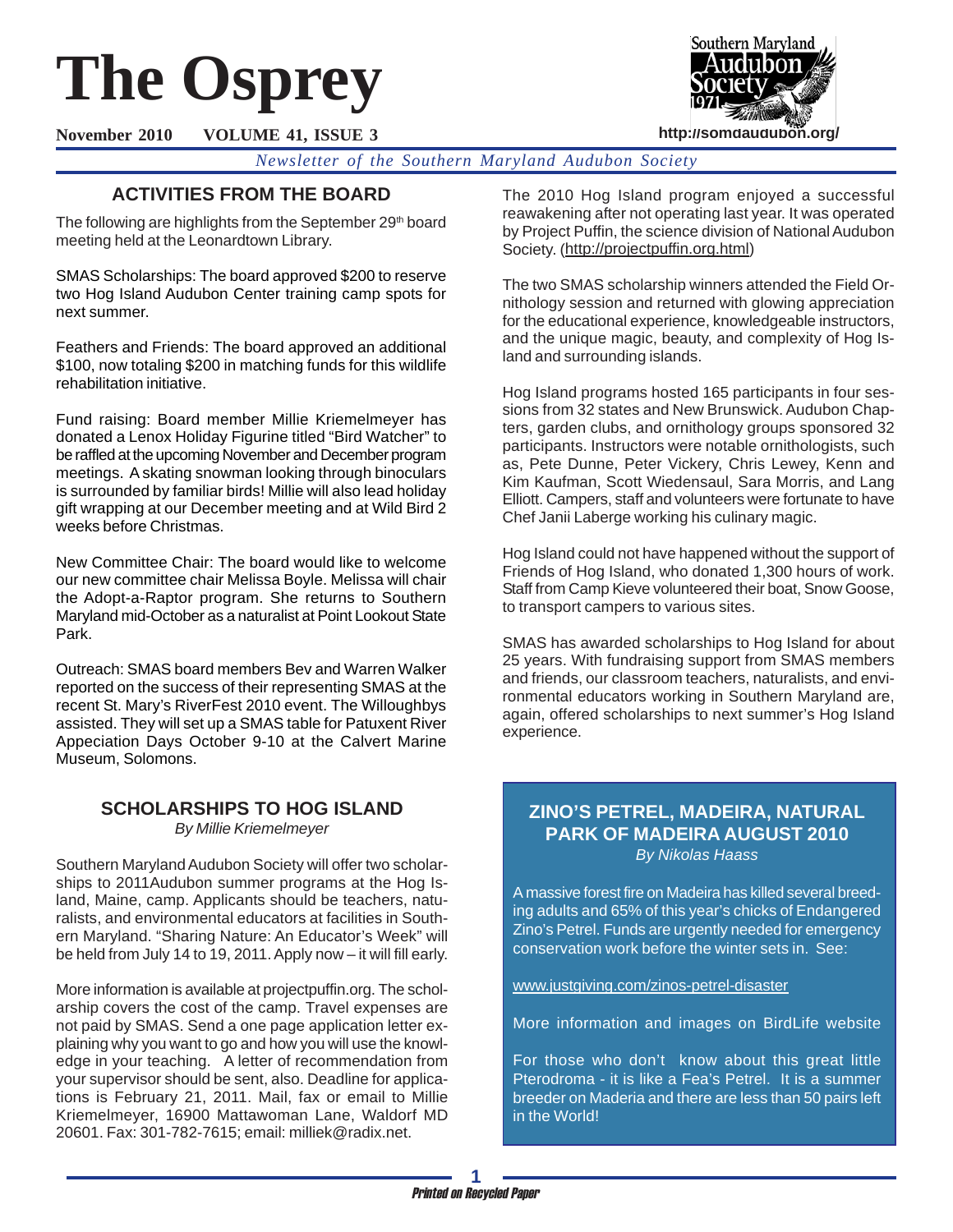# The Osprey

**November 2010 VOLUME 41, ISSUE 3**

http://somdaudubon.org/

*Newsletter of the Southern Maryland Audubon Society*

## ACTIVITIES FROM THE BOARD

The following are highlights from the September 29th board meeting held at the Leonardtown Library.

SMAS Scholarships: The board approved $200 to reserve two Hog Island Audubon Center training camp spots for next summer.

Feathers and Friends: The board approved an additional $100, now totaling $200 in matching funds for this wildlife rehabilitation initiative.

Fund raising: Board member Millie Kriemelmeyer has donated a Lenox Holiday Figurine titled "Bird Watcher" to be raffled at the upcoming November and December program meetings. A skating snowman looking through binoculars is surrounded by familiar birds! Millie will also lead holiday gift wrapping at our December meeting and at Wild Bird 2 weeks before Christmas.

New Committee Chair: The board would like to welcome our new committee chair Melissa Boyle. Melissa will chair the Adopt-a-Raptor program. She returns to Southern Maryland mid-October as a naturalist at Point Lookout State Park.

Outreach: SMAS board members Bev and Warren Walker reported on the success of their representing SMAS at the recent St. Mary's RiverFest 2010 event. The Willoughbys assisted. They will set up a SMAS table for Patuxent River Appeciation Days October 9-10 at the Calvert Marine Museum, Solomons.

## SCHOLARSHIPS TO HOG ISLAND

*By Millie Kriemelmeyer*

Southern Maryland Audubon Society will offer two scholarships to 2011Audubon summer programs at the Hog Island, Maine, camp. Applicants should be teachers, naturalists, and environmental educators at facilities in Southern Maryland. "Sharing Nature: An Educator's Week" will be held from July 14 to 19, 2011. Apply now – it will fill early.

More information is available at projectpuffin.org. The scholarship covers the cost of the camp. Travel expenses are not paid by SMAS. Send a one page application letter explaining why you want to go and how you will use the knowledge in your teaching. A letter of recommendation from your supervisor should be sent, also. Deadline for applications is February 21, 2011. Mail, fax or email to Millie Kriemelmeyer, 16900 Mattawoman Lane, Waldorf MD 20601. Fax: 301-782-7615; email: milliek@radix.net.

The 2010 Hog Island program enjoyed a successful reawakening after not operating last year. It was operated by Project Puffin, the science division of National Audubon Society. (http://projectpuffin.org.html)

The two SMAS scholarship winners attended the Field Ornithology session and returned with glowing appreciation for the educational experience, knowledgeable instructors, and the unique magic, beauty, and complexity of Hog Island and surrounding islands.

Hog Island programs hosted 165 participants in four sessions from 32 states and New Brunswick. Audubon Chapters, garden clubs, and ornithology groups sponsored 32 participants. Instructors were notable ornithologists, such as, Pete Dunne, Peter Vickery, Chris Lewey, Kenn and Kim Kaufman, Scott Wiedensaul, Sara Morris, and Lang Elliott. Campers, staff and volunteers were fortunate to have Chef Janii Laberge working his culinary magic.

Hog Island could not have happened without the support of Friends of Hog Island, who donated 1,300 hours of work. Staff from Camp Kieve volunteered their boat, Snow Goose, to transport campers to various sites.

SMAS has awarded scholarships to Hog Island for about 25 years. With fundraising support from SMAS members and friends, our classroom teachers, naturalists, and environmental educators working in Southern Maryland are, again, offered scholarships to next summer's Hog Island experience.

## ZINO'S PETREL, MADEIRA, NATURAL PARK OF MADEIRA AUGUST 2010

*By Nikolas Haass*

A massive forest fire on Madeira has killed several breeding adults and 65% of this year's chicks of Endangered Zino's Petrel. Funds are urgently needed for emergency conservation work before the winter sets in. See:

www.justgiving.com/zinos-petrel-disaster

More information and images on BirdLife website

For those who don't know about this great little Pterodroma - it is like a Fea's Petrel. It is a summer breeder on Maderia and there are less than 50 pairs left in the World!

*Printed on Recycled Paper*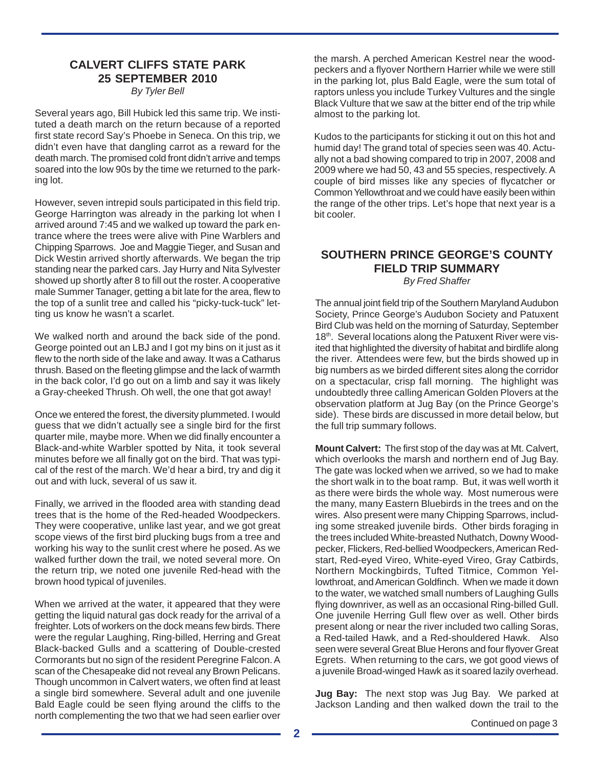## CALVERT CLIFFS STATE PARK
## 25 SEPTEMBER 2010

*By Tyler Bell*

Several years ago, Bill Hubick led this same trip. We instituted a death march on the return because of a reported first state record Say's Phoebe in Seneca. On this trip, we didn't even have that dangling carrot as a reward for the death march. The promised cold front didn't arrive and temps soared into the low 90s by the time we returned to the parking lot.

However, seven intrepid souls participated in this field trip. George Harrington was already in the parking lot when I arrived around 7:45 and we walked up toward the park entrance where the trees were alive with Pine Warblers and Chipping Sparrows. Joe and Maggie Tieger, and Susan and Dick Westin arrived shortly afterwards. We began the trip standing near the parked cars. Jay Hurry and Nita Sylvester showed up shortly after 8 to fill out the roster. A cooperative male Summer Tanager, getting a bit late for the area, flew to the top of a sunlit tree and called his "picky-tuck-tuck" letting us know he wasn't a scarlet.

We walked north and around the back side of the pond. George pointed out an LBJ and I got my bins on it just as it flew to the north side of the lake and away. It was a Catharus thrush. Based on the fleeting glimpse and the lack of warmth in the back color, I'd go out on a limb and say it was likely a Gray-cheeked Thrush. Oh well, the one that got away!

Once we entered the forest, the diversity plummeted. I would guess that we didn't actually see a single bird for the first quarter mile, maybe more. When we did finally encounter a Black-and-white Warbler spotted by Nita, it took several minutes before we all finally got on the bird. That was typical of the rest of the march. We'd hear a bird, try and dig it out and with luck, several of us saw it.

Finally, we arrived in the flooded area with standing dead trees that is the home of the Red-headed Woodpeckers. They were cooperative, unlike last year, and we got great scope views of the first bird plucking bugs from a tree and working his way to the sunlit crest where he posed. As we walked further down the trail, we noted several more. On the return trip, we noted one juvenile Red-head with the brown hood typical of juveniles.

When we arrived at the water, it appeared that they were getting the liquid natural gas dock ready for the arrival of a freighter. Lots of workers on the dock means few birds. There were the regular Laughing, Ring-billed, Herring and Great Black-backed Gulls and a scattering of Double-crested Cormorants but no sign of the resident Peregrine Falcon. A scan of the Chesapeake did not reveal any Brown Pelicans. Though uncommon in Calvert waters, we often find at least a single bird somewhere. Several adult and one juvenile Bald Eagle could be seen flying around the cliffs to the north complementing the two that we had seen earlier over the marsh. A perched American Kestrel near the woodpeckers and a flyover Northern Harrier while we were still in the parking lot, plus Bald Eagle, were the sum total of raptors unless you include Turkey Vultures and the single Black Vulture that we saw at the bitter end of the trip while almost to the parking lot.

Kudos to the participants for sticking it out on this hot and humid day! The grand total of species seen was 40. Actually not a bad showing compared to trip in 2007, 2008 and 2009 where we had 50, 43 and 55 species, respectively. A couple of bird misses like any species of flycatcher or Common Yellowthroat and we could have easily been within the range of the other trips. Let's hope that next year is a bit cooler.

## SOUTHERN PRINCE GEORGE'S COUNTY FIELD TRIP SUMMARY

*By Fred Shaffer*

The annual joint field trip of the Southern Maryland Audubon Society, Prince George's Audubon Society and Patuxent Bird Club was held on the morning of Saturday, September 18th. Several locations along the Patuxent River were visited that highlighted the diversity of habitat and birdlife along the river. Attendees were few, but the birds showed up in big numbers as we birded different sites along the corridor on a spectacular, crisp fall morning. The highlight was undoubtedly three calling American Golden Plovers at the observation platform at Jug Bay (on the Prince George's side). These birds are discussed in more detail below, but the full trip summary follows.

**Mount Calvert:** The first stop of the day was at Mt. Calvert, which overlooks the marsh and northern end of Jug Bay. The gate was locked when we arrived, so we had to make the short walk in to the boat ramp. But, it was well worth it as there were birds the whole way. Most numerous were the many, many Eastern Bluebirds in the trees and on the wires. Also present were many Chipping Sparrows, including some streaked juvenile birds. Other birds foraging in the trees included White-breasted Nuthatch, Downy Woodpecker, Flickers, Red-bellied Woodpeckers, American Redstart, Red-eyed Vireo, White-eyed Vireo, Gray Catbirds, Northern Mockingbirds, Tufted Titmice, Common Yellowthroat, and American Goldfinch. When we made it down to the water, we watched small numbers of Laughing Gulls flying downriver, as well as an occasional Ring-billed Gull. One juvenile Herring Gull flew over as well. Other birds present along or near the river included two calling Soras, a Red-tailed Hawk, and a Red-shouldered Hawk. Also seen were several Great Blue Herons and four flyover Great Egrets. When returning to the cars, we got good views of a juvenile Broad-winged Hawk as it soared lazily overhead.

**Jug Bay:** The next stop was Jug Bay. We parked at Jackson Landing and then walked down the trail to the

Continued on page 3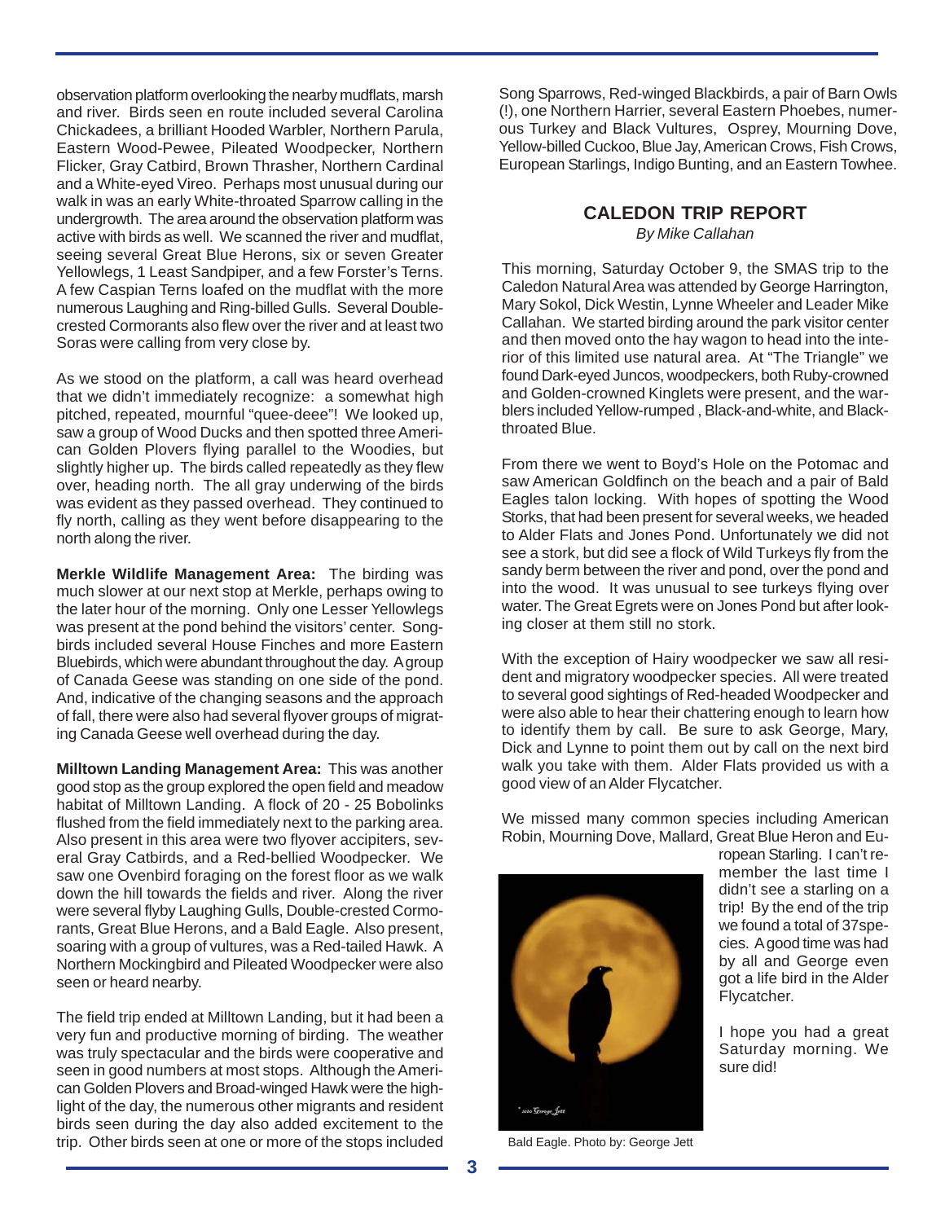observation platform overlooking the nearby mudflats, marsh and river. Birds seen en route included several Carolina Chickadees, a brilliant Hooded Warbler, Northern Parula, Eastern Wood-Pewee, Pileated Woodpecker, Northern Flicker, Gray Catbird, Brown Thrasher, Northern Cardinal and a White-eyed Vireo. Perhaps most unusual during our walk in was an early White-throated Sparrow calling in the undergrowth. The area around the observation platform was active with birds as well. We scanned the river and mudflat, seeing several Great Blue Herons, six or seven Greater Yellowlegs, 1 Least Sandpiper, and a few Forster's Terns. A few Caspian Terns loafed on the mudflat with the more numerous Laughing and Ring-billed Gulls. Several Double-crested Cormorants also flew over the river and at least two Soras were calling from very close by.

As we stood on the platform, a call was heard overhead that we didn't immediately recognize: a somewhat high pitched, repeated, mournful "quee-deee"! We looked up, saw a group of Wood Ducks and then spotted three American Golden Plovers flying parallel to the Woodies, but slightly higher up. The birds called repeatedly as they flew over, heading north. The all gray underwing of the birds was evident as they passed overhead. They continued to fly north, calling as they went before disappearing to the north along the river.

**Merkle Wildlife Management Area:** The birding was much slower at our next stop at Merkle, perhaps owing to the later hour of the morning. Only one Lesser Yellowlegs was present at the pond behind the visitors' center. Songbirds included several House Finches and more Eastern Bluebirds, which were abundant throughout the day. A group of Canada Geese was standing on one side of the pond. And, indicative of the changing seasons and the approach of fall, there were also had several flyover groups of migrating Canada Geese well overhead during the day.

**Milltown Landing Management Area:** This was another good stop as the group explored the open field and meadow habitat of Milltown Landing. A flock of 20 - 25 Bobolinks flushed from the field immediately next to the parking area. Also present in this area were two flyover accipiters, several Gray Catbirds, and a Red-bellied Woodpecker. We saw one Ovenbird foraging on the forest floor as we walk down the hill towards the fields and river. Along the river were several flyby Laughing Gulls, Double-crested Cormorants, Great Blue Herons, and a Bald Eagle. Also present, soaring with a group of vultures, was a Red-tailed Hawk. A Northern Mockingbird and Pileated Woodpecker were also seen or heard nearby.

The field trip ended at Milltown Landing, but it had been a very fun and productive morning of birding. The weather was truly spectacular and the birds were cooperative and seen in good numbers at most stops. Although the American Golden Plovers and Broad-winged Hawk were the highlight of the day, the numerous other migrants and resident birds seen during the day also added excitement to the trip. Other birds seen at one or more of the stops included Song Sparrows, Red-winged Blackbirds, a pair of Barn Owls (!), one Northern Harrier, several Eastern Phoebes, numerous Turkey and Black Vultures, Osprey, Mourning Dove, Yellow-billed Cuckoo, Blue Jay, American Crows, Fish Crows, European Starlings, Indigo Bunting, and an Eastern Towhee.

## CALEDON TRIP REPORT

*By Mike Callahan*

This morning, Saturday October 9, the SMAS trip to the Caledon Natural Area was attended by George Harrington, Mary Sokol, Dick Westin, Lynne Wheeler and Leader Mike Callahan. We started birding around the park visitor center and then moved onto the hay wagon to head into the interior of this limited use natural area. At "The Triangle" we found Dark-eyed Juncos, woodpeckers, both Ruby-crowned and Golden-crowned Kinglets were present, and the warblers included Yellow-rumped , Black-and-white, and Black-throated Blue.

From there we went to Boyd's Hole on the Potomac and saw American Goldfinch on the beach and a pair of Bald Eagles talon locking. With hopes of spotting the Wood Storks, that had been present for several weeks, we headed to Alder Flats and Jones Pond. Unfortunately we did not see a stork, but did see a flock of Wild Turkeys fly from the sandy berm between the river and pond, over the pond and into the wood. It was unusual to see turkeys flying over water. The Great Egrets were on Jones Pond but after looking closer at them still no stork.

With the exception of Hairy woodpecker we saw all resident and migratory woodpecker species. All were treated to several good sightings of Red-headed Woodpecker and were also able to hear their chattering enough to learn how to identify them by call. Be sure to ask George, Mary, Dick and Lynne to point them out by call on the next bird walk you take with them. Alder Flats provided us with a good view of an Alder Flycatcher.

We missed many common species including American Robin, Mourning Dove, Mallard, Great Blue Heron and European Starling. I can't remember the last time I didn't see a starling on a trip! By the end of the trip we found a total of 37species. A good time was had by all and George even got a life bird in the Alder Flycatcher.

I hope you had a great Saturday morning. We sure did!

Bald Eagle. Photo by: George Jett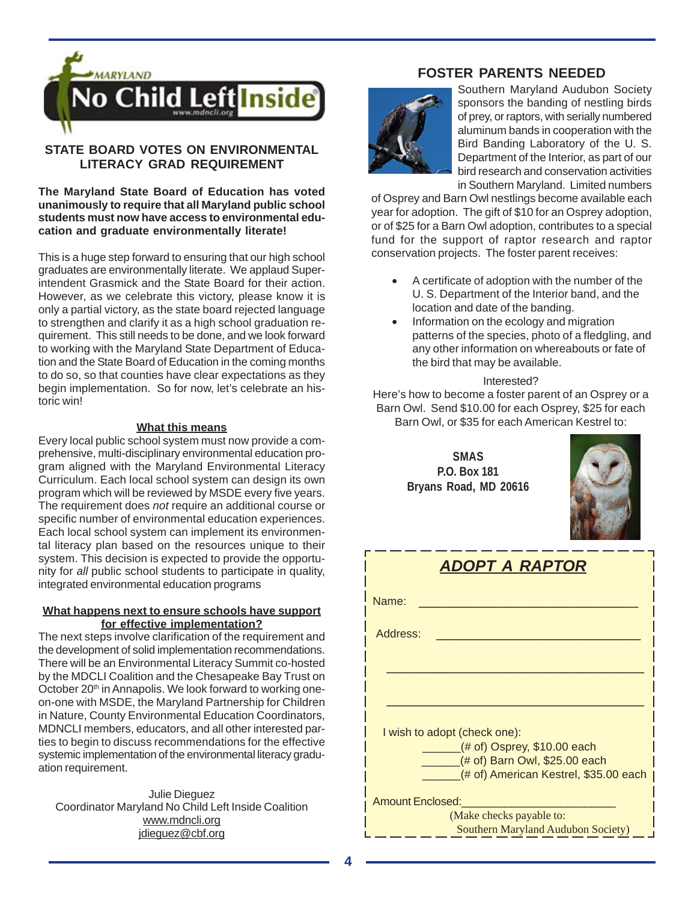## STATE BOARD VOTES ON ENVIRONMENTAL LITERACY GRAD REQUIREMENT

**The Maryland State Board of Education has voted unanimously to require that all Maryland public school students must now have access to environmental education and graduate environmentally literate!**

This is a huge step forward to ensuring that our high school graduates are environmentally literate. We applaud Superintendent Grasmick and the State Board for their action. However, as we celebrate this victory, please know it is only a partial victory, as the state board rejected language to strengthen and clarify it as a high school graduation requirement. This still needs to be done, and we look forward to working with the Maryland State Department of Education and the State Board of Education in the coming months to do so, so that counties have clear expectations as they begin implementation. So for now, let's celebrate an historic win!

### What this means

Every local public school system must now provide a comprehensive, multi-disciplinary environmental education program aligned with the Maryland Environmental Literacy Curriculum. Each local school system can design its own program which will be reviewed by MSDE every five years. The requirement does *not* require an additional course or specific number of environmental education experiences. Each local school system can implement its environmental literacy plan based on the resources unique to their system. This decision is expected to provide the opportunity for *all* public school students to participate in quality, integrated environmental education programs

### What happens next to ensure schools have support for effective implementation?

The next steps involve clarification of the requirement and the development of solid implementation recommendations. There will be an Environmental Literacy Summit co-hosted by the MDCLI Coalition and the Chesapeake Bay Trust on October 20th in Annapolis. We look forward to working one-on-one with MSDE, the Maryland Partnership for Children in Nature, County Environmental Education Coordinators, MDNCLI members, educators, and all other interested parties to begin to discuss recommendations for the effective systemic implementation of the environmental literacy graduation requirement.

Julie Dieguez
Coordinator Maryland No Child Left Inside Coalition
www.mdncli.org
jdieguez@cbf.org

## FOSTER PARENTS NEEDED

Southern Maryland Audubon Society sponsors the banding of nestling birds of prey, or raptors, with serially numbered aluminum bands in cooperation with the Bird Banding Laboratory of the U. S. Department of the Interior, as part of our bird research and conservation activities in Southern Maryland. Limited numbers of Osprey and Barn Owl nestlings become available each year for adoption. The gift of $10 for an Osprey adoption, or of $25 for a Barn Owl adoption, contributes to a special fund for the support of raptor research and raptor conservation projects. The foster parent receives:

- A certificate of adoption with the number of the U. S. Department of the Interior band, and the location and date of the banding.
- Information on the ecology and migration patterns of the species, photo of a fledgling, and any other information on whereabouts or fate of the bird that may be available.

Interested?
Here's how to become a foster parent of an Osprey or a Barn Owl. Send $10.00 for each Osprey, $25 for each Barn Owl, or $35 for each American Kestrel to:

**SMAS**
**P.O. Box 181**
**Bryans Road, MD 20616**

### *ADOPT A RAPTOR*

Name: ______________________________

Address: ______________________________

______________________________

______________________________

I wish to adopt (check one):

______(# of) Osprey, $10.00 each
______(# of) Barn Owl, $25.00 each
______(# of) American Kestrel, $35.00 each

Amount Enclosed:______________________

(Make checks payable to:
Southern Maryland Audubon Society)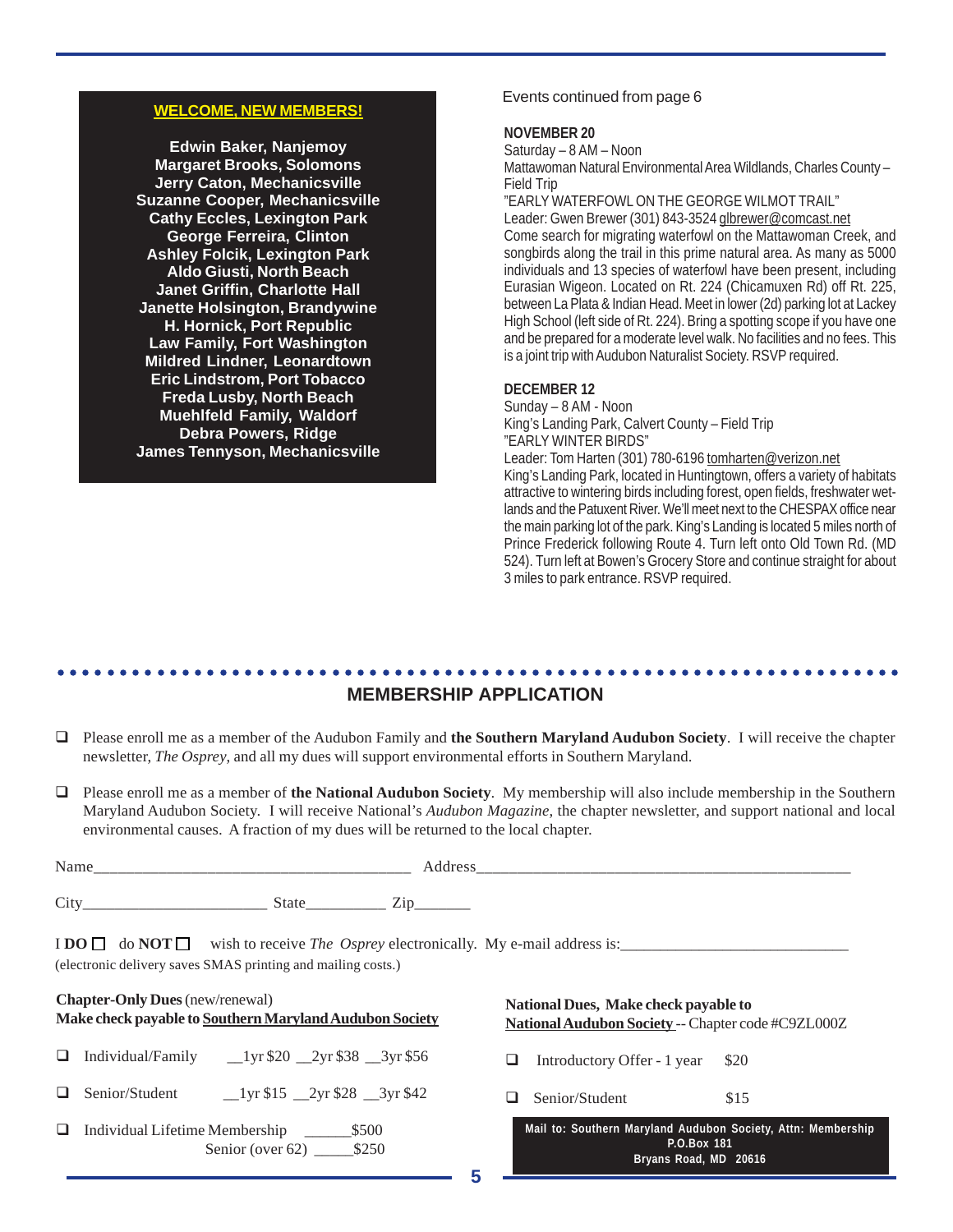## WELCOME, NEW MEMBERS!

**Edwin Baker, Nanjemoy**
**Margaret Brooks, Solomons**
**Jerry Caton, Mechanicsville**
**Suzanne Cooper, Mechanicsville**
**Cathy Eccles, Lexington Park**
**George Ferreira, Clinton**
**Ashley Folcik, Lexington Park**
**Aldo Giusti, North Beach**
**Janet Griffin, Charlotte Hall**
**Janette Holsington, Brandywine**
**H. Hornick, Port Republic**
**Law Family, Fort Washington**
**Mildred Lindner, Leonardtown**
**Eric Lindstrom, Port Tobacco**
**Freda Lusby, North Beach**
**Muehlfeld Family, Waldorf**
**Debra Powers, Ridge**
**James Tennyson, Mechanicsville**

Events continued from page 6

**NOVEMBER 20**
Saturday – 8 AM – Noon
Mattawoman Natural Environmental Area Wildlands, Charles County – Field Trip
"EARLY WATERFOWL ON THE GEORGE WILMOT TRAIL"
Leader: Gwen Brewer (301) 843-3524 glbrewer@comcast.net
Come search for migrating waterfowl on the Mattawoman Creek, and songbirds along the trail in this prime natural area. As many as 5000 individuals and 13 species of waterfowl have been present, including Eurasian Wigeon. Located on Rt. 224 (Chicamuxen Rd) off Rt. 225, between La Plata & Indian Head. Meet in lower (2d) parking lot at Lackey High School (left side of Rt. 224). Bring a spotting scope if you have one and be prepared for a moderate level walk. No facilities and no fees. This is a joint trip with Audubon Naturalist Society. RSVP required.

**DECEMBER 12**
Sunday – 8 AM - Noon
King's Landing Park, Calvert County – Field Trip
"EARLY WINTER BIRDS"
Leader: Tom Harten (301) 780-6196 tomharten@verizon.net
King's Landing Park, located in Huntingtown, offers a variety of habitats attractive to wintering birds including forest, open fields, freshwater wetlands and the Patuxent River. We'll meet next to the CHESPAX office near the main parking lot of the park. King's Landing is located 5 miles north of Prince Frederick following Route 4. Turn left onto Old Town Rd. (MD 524). Turn left at Bowen's Grocery Store and continue straight for about 3 miles to park entrance. RSVP required.

## MEMBERSHIP APPLICATION

- ❑ Please enroll me as a member of the Audubon Family and **the Southern Maryland Audubon Society**. I will receive the chapter newsletter, *The Osprey*, and all my dues will support environmental efforts in Southern Maryland.
- ❑ Please enroll me as a member of **the National Audubon Society**. My membership will also include membership in the Southern Maryland Audubon Society. I will receive National's *Audubon Magazine*, the chapter newsletter, and support national and local environmental causes. A fraction of my dues will be returned to the local chapter.

Name_______________________________________ Address_______________________________________________

City______________________ State__________ Zip_______

I **DO** ☐ do **NOT** ☐ wish to receive *The Osprey* electronically. My e-mail address is:____________________________
(electronic delivery saves SMAS printing and mailing costs.)

**Chapter-Only Dues** (new/renewal)
**Make check payable to Southern Maryland Audubon Society**

- ❑ Individual/Family __1yr $20 __2yr $38 __3yr $56
- ❑ Senior/Student __1yr $15 __2yr $28 __3yr $42
- ❑ Individual Lifetime Membership ______$500
  Senior (over 62) _____$250

**National Dues, Make check payable to National Audubon Society** -- Chapter code #C9ZL000Z

- ❑ Introductory Offer - 1 year $20
- ❑ Senior/Student $15

**Mail to: Southern Maryland Audubon Society, Attn: Membership**
**P.O.Box 181**
**Bryans Road, MD 20616**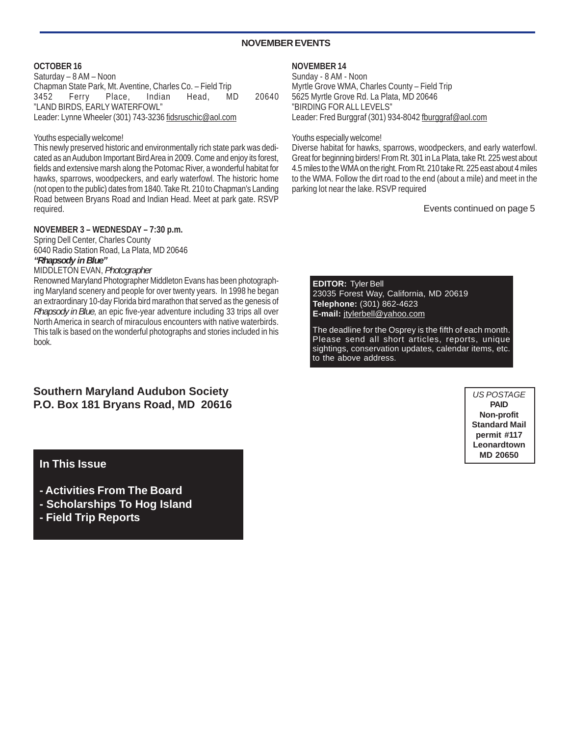## NOVEMBER EVENTS

**OCTOBER 16**
Saturday – 8 AM – Noon
Chapman State Park, Mt. Aventine, Charles Co. – Field Trip
3452 Ferry Place, Indian Head, MD 20640
"LAND BIRDS, EARLY WATERFOWL"
Leader: Lynne Wheeler (301) 743-3236 fidsruschic@aol.com

Youths especially welcome!
This newly preserved historic and environmentally rich state park was dedicated as an Audubon Important Bird Area in 2009. Come and enjoy its forest, fields and extensive marsh along the Potomac River, a wonderful habitat for hawks, sparrows, woodpeckers, and early waterfowl. The historic home (not open to the public) dates from 1840. Take Rt. 210 to Chapman's Landing Road between Bryans Road and Indian Head. Meet at park gate. RSVP required.

**NOVEMBER 3 – WEDNESDAY – 7:30 p.m.**
Spring Dell Center, Charles County
6040 Radio Station Road, La Plata, MD 20646
***"Rhapsody in Blue"***
MIDDLETON EVAN, *Photographer*
Renowned Maryland Photographer Middleton Evans has been photographing Maryland scenery and people for over twenty years. In 1998 he began an extraordinary 10-day Florida bird marathon that served as the genesis of *Rhapsody in Blue*, an epic five-year adventure including 33 trips all over North America in search of miraculous encounters with native waterbirds. This talk is based on the wonderful photographs and stories included in his book.

**NOVEMBER 14**
Sunday - 8 AM - Noon
Myrtle Grove WMA, Charles County – Field Trip
5625 Myrtle Grove Rd. La Plata, MD 20646
"BIRDING FOR ALL LEVELS"
Leader: Fred Burggraf (301) 934-8042 fburggraf@aol.com

Youths especially welcome!
Diverse habitat for hawks, sparrows, woodpeckers, and early waterfowl. Great for beginning birders! From Rt. 301 in La Plata, take Rt. 225 west about 4.5 miles to the WMA on the right. From Rt. 210 take Rt. 225 east about 4 miles to the WMA. Follow the dirt road to the end (about a mile) and meet in the parking lot near the lake. RSVP required

Events continued on page 5

**EDITOR:** Tyler Bell
23035 Forest Way, California, MD 20619
**Telephone:** (301) 862-4623
**E-mail:** jtylerbell@yahoo.com

The deadline for the Osprey is the fifth of each month. Please send all short articles, reports, unique sightings, conservation updates, calendar items, etc. to the above address.

**Southern Maryland Audubon Society**
**P.O. Box 181 Bryans Road, MD 20616**

*US POSTAGE*
**PAID**
**Non-profit**
**Standard Mail**
**permit #117**
**Leonardtown**
**MD 20650**

### In This Issue

- **Activities From The Board**
- **Scholarships To Hog Island**
- **Field Trip Reports**